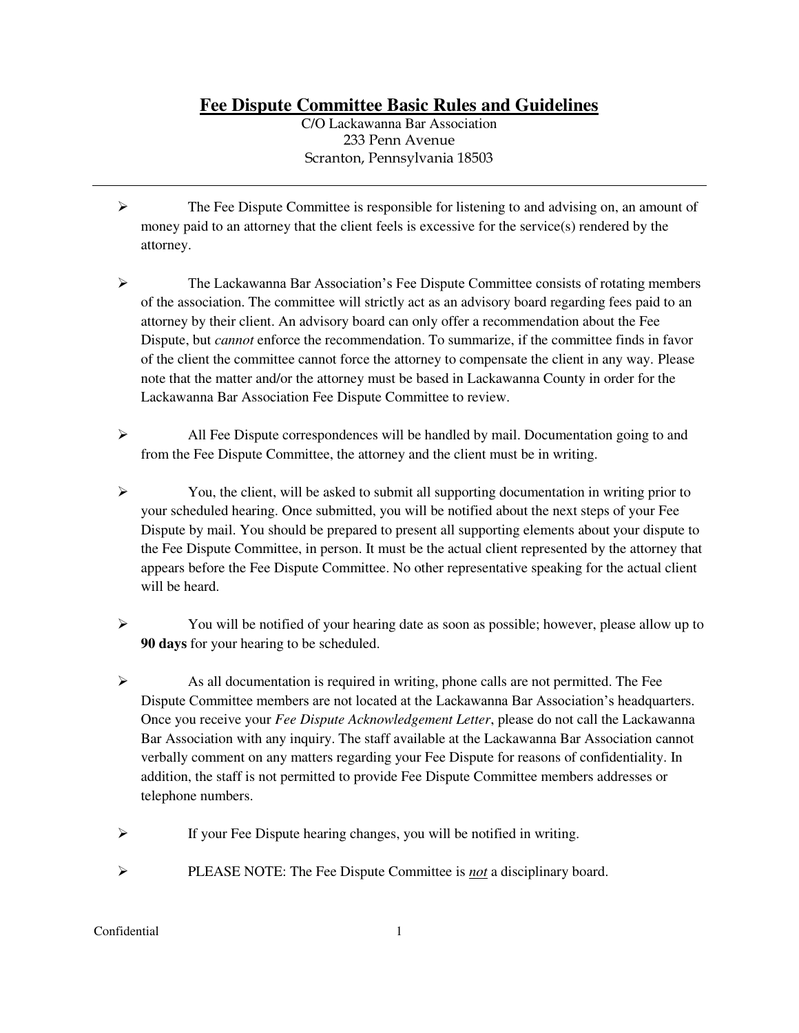# **Fee Dispute Committee Basic Rules and Guidelines**

C/O Lackawanna Bar Association
233 Penn Avenue
Scranton, Pennsylvania 18503

---

- The Fee Dispute Committee is responsible for listening to and advising on, an amount of money paid to an attorney that the client feels is excessive for the service(s) rendered by the attorney.

- The Lackawanna Bar Association's Fee Dispute Committee consists of rotating members of the association. The committee will strictly act as an advisory board regarding fees paid to an attorney by their client. An advisory board can only offer a recommendation about the Fee Dispute, but *cannot* enforce the recommendation. To summarize, if the committee finds in favor of the client the committee cannot force the attorney to compensate the client in any way. Please note that the matter and/or the attorney must be based in Lackawanna County in order for the Lackawanna Bar Association Fee Dispute Committee to review.

- All Fee Dispute correspondences will be handled by mail. Documentation going to and from the Fee Dispute Committee, the attorney and the client must be in writing.

- You, the client, will be asked to submit all supporting documentation in writing prior to your scheduled hearing. Once submitted, you will be notified about the next steps of your Fee Dispute by mail. You should be prepared to present all supporting elements about your dispute to the Fee Dispute Committee, in person. It must be the actual client represented by the attorney that appears before the Fee Dispute Committee. No other representative speaking for the actual client will be heard.

- You will be notified of your hearing date as soon as possible; however, please allow up to **90 days** for your hearing to be scheduled.

- As all documentation is required in writing, phone calls are not permitted. The Fee Dispute Committee members are not located at the Lackawanna Bar Association's headquarters. Once you receive your *Fee Dispute Acknowledgement Letter*, please do not call the Lackawanna Bar Association with any inquiry. The staff available at the Lackawanna Bar Association cannot verbally comment on any matters regarding your Fee Dispute for reasons of confidentiality. In addition, the staff is not permitted to provide Fee Dispute Committee members addresses or telephone numbers.

- If your Fee Dispute hearing changes, you will be notified in writing.

- PLEASE NOTE: The Fee Dispute Committee is ***not*** a disciplinary board.

Confidential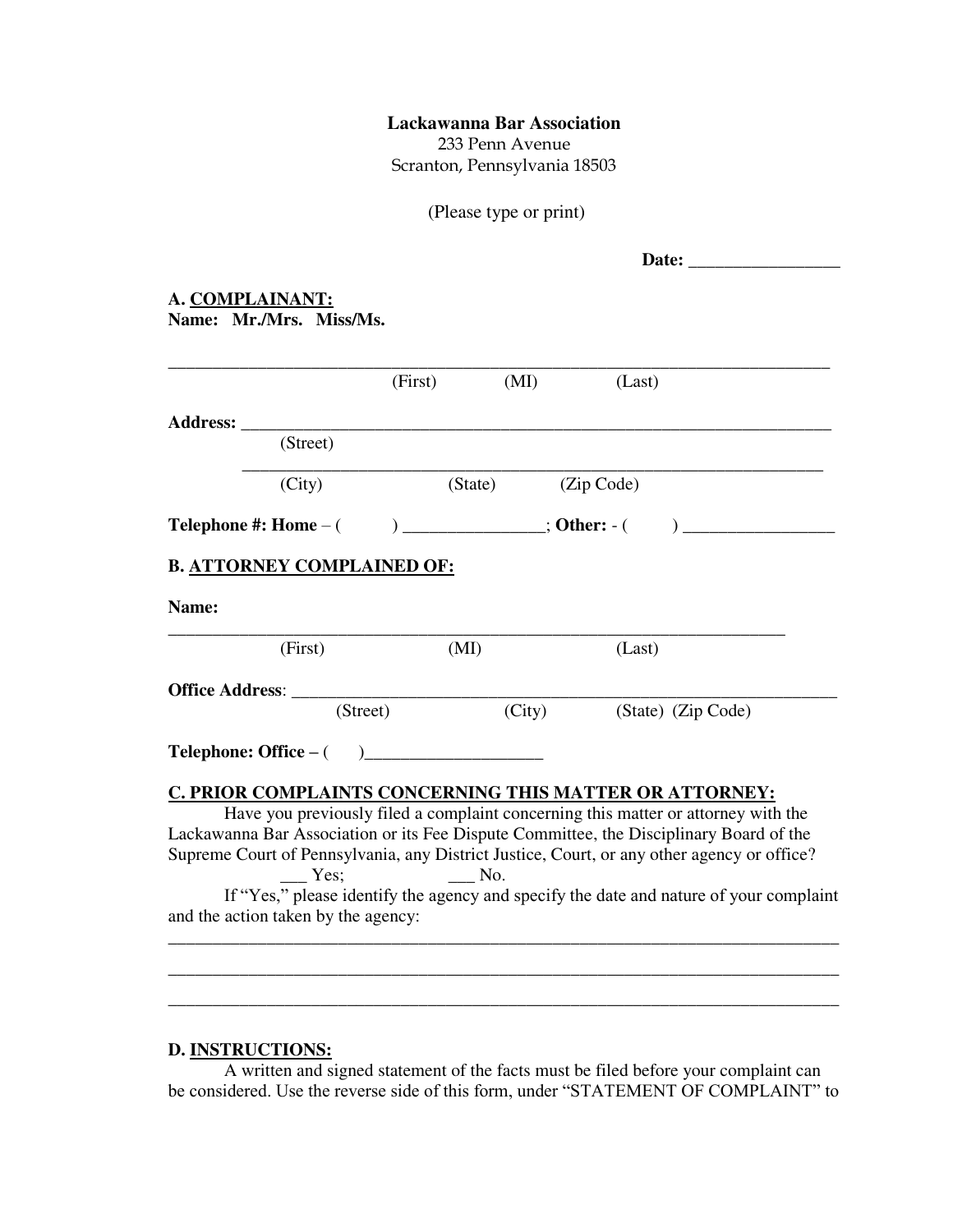**Lackawanna Bar Association**
233 Penn Avenue
Scranton, Pennsylvania 18503

(Please type or print)

**Date:** _________________

**A. COMPLAINANT:**
**Name: Mr./Mrs. Miss/Ms.**

_____________________________________________________________________________
(First) (MI) (Last)

**Address:** _____________________________________________________________________
(Street)

_____________________________________________________________________
(City) (State) (Zip Code)

**Telephone #: Home** – ( ) ________________; **Other:** - ( ) _________________

**B. ATTORNEY COMPLAINED OF:**

**Name:**

_________________________________________________________________________
(First) (MI) (Last)

**Office Address**: ______________________________________________________________
(Street) (City) (State) (Zip Code)

**Telephone: Office** – ( )____________________

**C. PRIOR COMPLAINTS CONCERNING THIS MATTER OR ATTORNEY:**

Have you previously filed a complaint concerning this matter or attorney with the Lackawanna Bar Association or its Fee Dispute Committee, the Disciplinary Board of the Supreme Court of Pennsylvania, any District Justice, Court, or any other agency or office?
___ Yes; ___ No.

If "Yes," please identify the agency and specify the date and nature of your complaint and the action taken by the agency:

_____________________________________________________________________________

_____________________________________________________________________________

_____________________________________________________________________________

**D. INSTRUCTIONS:**

A written and signed statement of the facts must be filed before your complaint can be considered. Use the reverse side of this form, under "STATEMENT OF COMPLAINT" to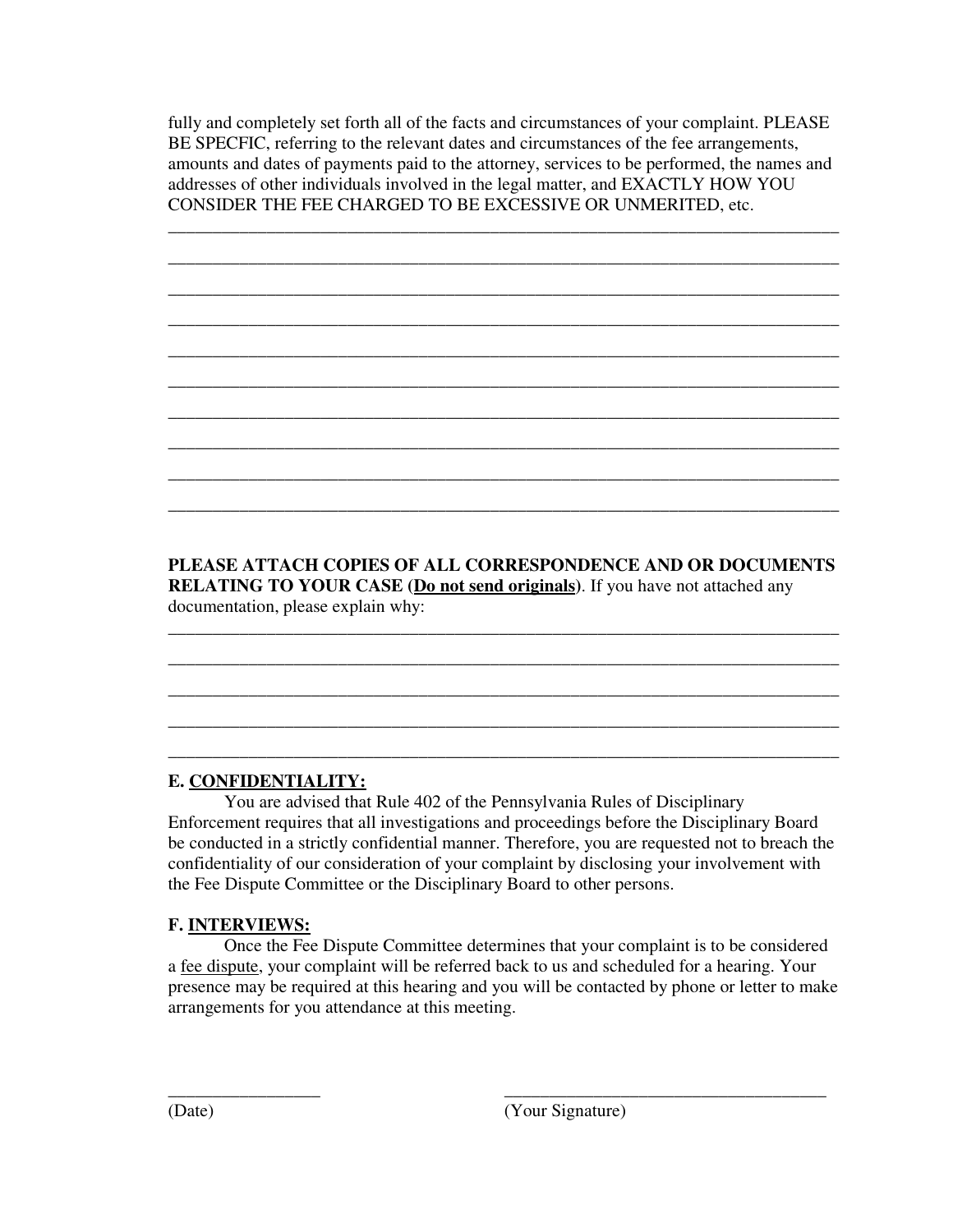fully and completely set forth all of the facts and circumstances of your complaint. PLEASE BE SPECFIC, referring to the relevant dates and circumstances of the fee arrangements, amounts and dates of payments paid to the attorney, services to be performed, the names and addresses of other individuals involved in the legal matter, and EXACTLY HOW YOU CONSIDER THE FEE CHARGED TO BE EXCESSIVE OR UNMERITED, etc.

______________________________________________________________________________

______________________________________________________________________________

______________________________________________________________________________

______________________________________________________________________________

______________________________________________________________________________

______________________________________________________________________________

______________________________________________________________________________

______________________________________________________________________________

______________________________________________________________________________

______________________________________________________________________________

**PLEASE ATTACH COPIES OF ALL CORRESPONDENCE AND OR DOCUMENTS RELATING TO YOUR CASE (<u>Do not send originals</u>)**. If you have not attached any documentation, please explain why:

______________________________________________________________________________

______________________________________________________________________________

______________________________________________________________________________

______________________________________________________________________________

______________________________________________________________________________

**E. <u>CONFIDENTIALITY:</u>**

You are advised that Rule 402 of the Pennsylvania Rules of Disciplinary Enforcement requires that all investigations and proceedings before the Disciplinary Board be conducted in a strictly confidential manner. Therefore, you are requested not to breach the confidentiality of our consideration of your complaint by disclosing your involvement with the Fee Dispute Committee or the Disciplinary Board to other persons.

**F. <u>INTERVIEWS:</u>**

Once the Fee Dispute Committee determines that your complaint is to be considered a <u>fee dispute</u>, your complaint will be referred back to us and scheduled for a hearing. Your presence may be required at this hearing and you will be contacted by phone or letter to make arrangements for you attendance at this meeting.

_________________ &nbsp;&nbsp;&nbsp;&nbsp;&nbsp;&nbsp;&nbsp;&nbsp; ____________________________________

(Date) &nbsp;&nbsp;&nbsp;&nbsp;&nbsp;&nbsp;&nbsp;&nbsp;&nbsp;&nbsp;&nbsp;&nbsp;&nbsp;&nbsp;&nbsp;&nbsp;&nbsp;&nbsp;&nbsp;&nbsp;&nbsp;&nbsp;&nbsp;&nbsp;&nbsp;&nbsp;&nbsp;&nbsp; (Your Signature)